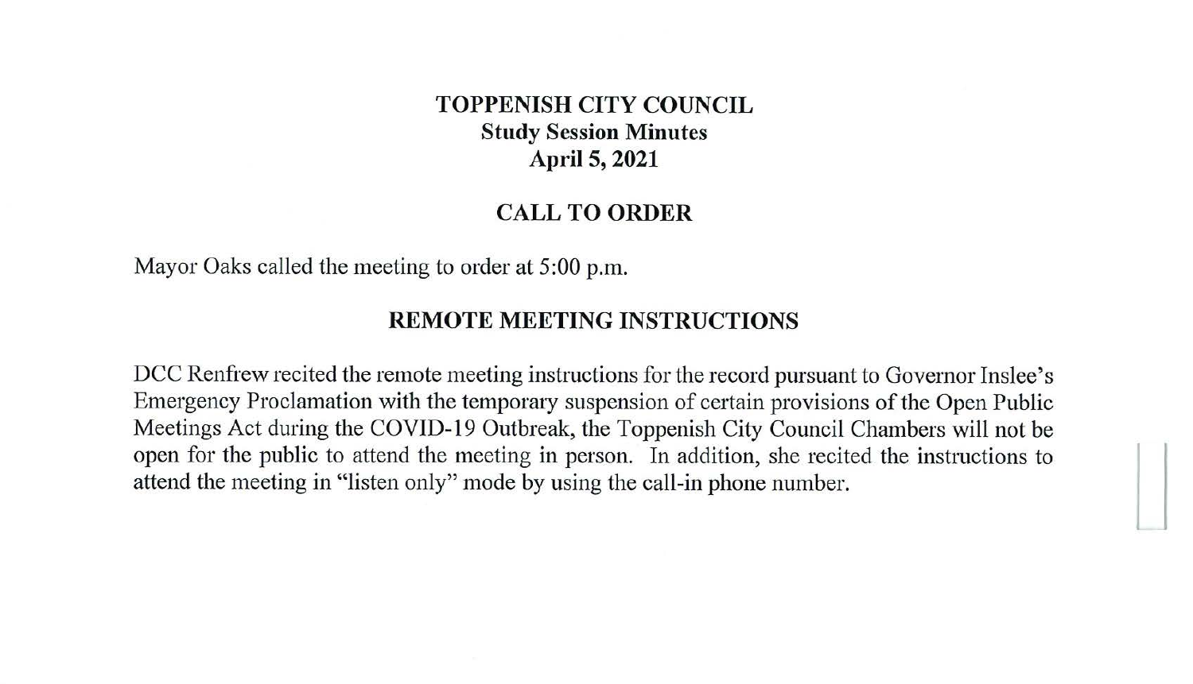# TOPPENISH CITY COUNCIL
## Study Session Minutes
## April 5, 2021

## CALL TO ORDER

Mayor Oaks called the meeting to order at 5:00 p.m.

## REMOTE MEETING INSTRUCTIONS

DCC Renfrew recited the remote meeting instructions for the record pursuant to Governor Inslee's Emergency Proclamation with the temporary suspension of certain provisions of the Open Public Meetings Act during the COVID-19 Outbreak, the Toppenish City Council Chambers will not be open for the public to attend the meeting in person. In addition, she recited the instructions to attend the meeting in "listen only" mode by using the call-in phone number.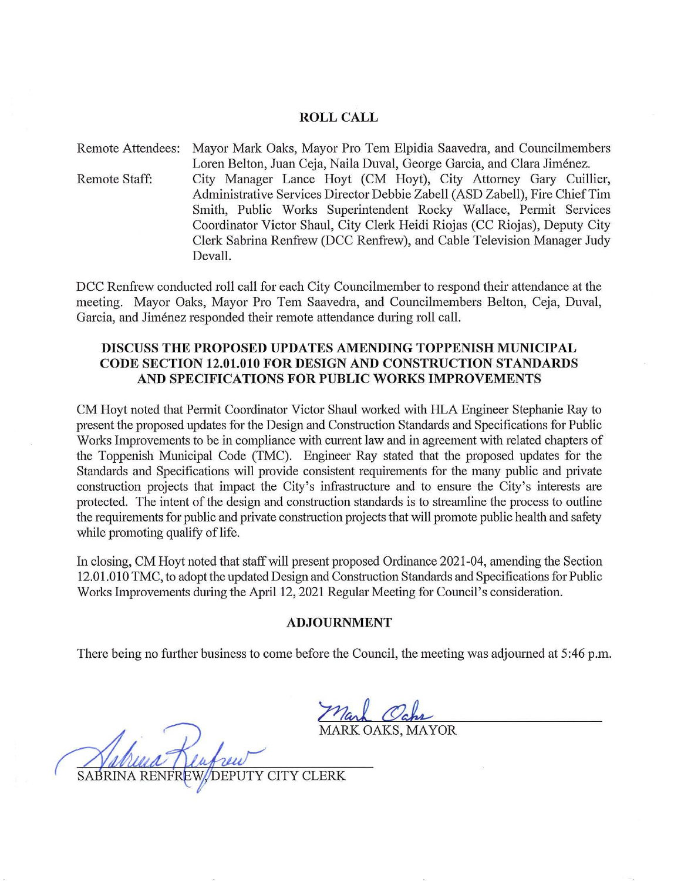## ROLL CALL

Remote Attendees: Mayor Mark Oaks, Mayor Pro Tem Elpidia Saavedra, and Councilmembers Loren Belton, Juan Ceja, Naila Duval, George Garcia, and Clara Jiménez.

Remote Staff: City Manager Lance Hoyt (CM Hoyt), City Attorney Gary Cuillier, Administrative Services Director Debbie Zabell (ASD Zabell), Fire Chief Tim Smith, Public Works Superintendent Rocky Wallace, Permit Services Coordinator Victor Shaul, City Clerk Heidi Riojas (CC Riojas), Deputy City Clerk Sabrina Renfrew (DCC Renfrew), and Cable Television Manager Judy Devall.

DCC Renfrew conducted roll call for each City Councilmember to respond their attendance at the meeting. Mayor Oaks, Mayor Pro Tem Saavedra, and Councilmembers Belton, Ceja, Duval, Garcia, and Jiménez responded their remote attendance during roll call.

## DISCUSS THE PROPOSED UPDATES AMENDING TOPPENISH MUNICIPAL CODE SECTION 12.01.010 FOR DESIGN AND CONSTRUCTION STANDARDS AND SPECIFICATIONS FOR PUBLIC WORKS IMPROVEMENTS

CM Hoyt noted that Permit Coordinator Victor Shaul worked with HLA Engineer Stephanie Ray to present the proposed updates for the Design and Construction Standards and Specifications for Public Works Improvements to be in compliance with current law and in agreement with related chapters of the Toppenish Municipal Code (TMC). Engineer Ray stated that the proposed updates for the Standards and Specifications will provide consistent requirements for the many public and private construction projects that impact the City's infrastructure and to ensure the City's interests are protected. The intent of the design and construction standards is to streamline the process to outline the requirements for public and private construction projects that will promote public health and safety while promoting qualify of life.

In closing, CM Hoyt noted that staff will present proposed Ordinance 2021-04, amending the Section 12.01.010 TMC, to adopt the updated Design and Construction Standards and Specifications for Public Works Improvements during the April 12, 2021 Regular Meeting for Council's consideration.

## ADJOURNMENT

There being no further business to come before the Council, the meeting was adjourned at 5:46 p.m.

MARK OAKS, MAYOR

SABRINA RENFREW, DEPUTY CITY CLERK